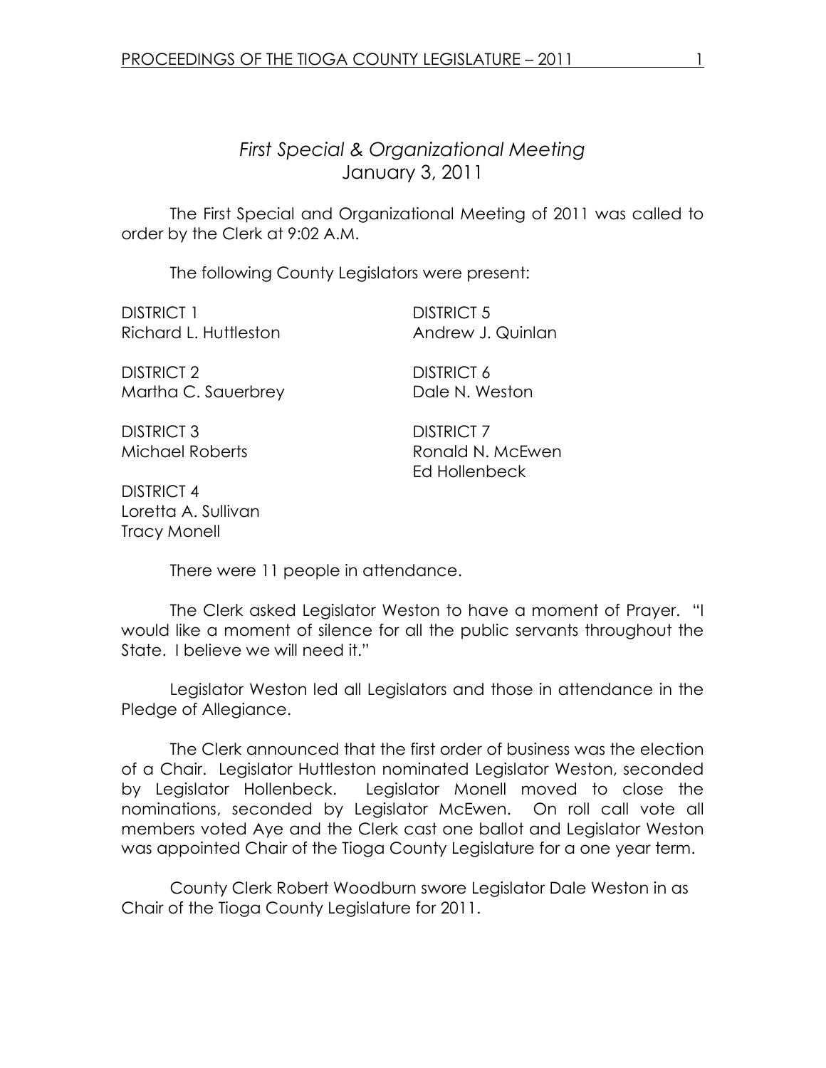*First Special & Organizational Meeting*
January 3, 2011

The First Special and Organizational Meeting of 2011 was called to order by the Clerk at 9:02 A.M.

The following County Legislators were present:

DISTRICT 1
Richard L. Huttleston

DISTRICT 2
Martha C. Sauerbrey

DISTRICT 3
Michael Roberts

DISTRICT 4
Loretta A. Sullivan
Tracy Monell

DISTRICT 5
Andrew J. Quinlan

DISTRICT 6
Dale N. Weston

DISTRICT 7
Ronald N. McEwen
Ed Hollenbeck

There were 11 people in attendance.

The Clerk asked Legislator Weston to have a moment of Prayer. "I would like a moment of silence for all the public servants throughout the State. I believe we will need it."

Legislator Weston led all Legislators and those in attendance in the Pledge of Allegiance.

The Clerk announced that the first order of business was the election of a Chair. Legislator Huttleston nominated Legislator Weston, seconded by Legislator Hollenbeck. Legislator Monell moved to close the nominations, seconded by Legislator McEwen. On roll call vote all members voted Aye and the Clerk cast one ballot and Legislator Weston was appointed Chair of the Tioga County Legislature for a one year term.

County Clerk Robert Woodburn swore Legislator Dale Weston in as Chair of the Tioga County Legislature for 2011.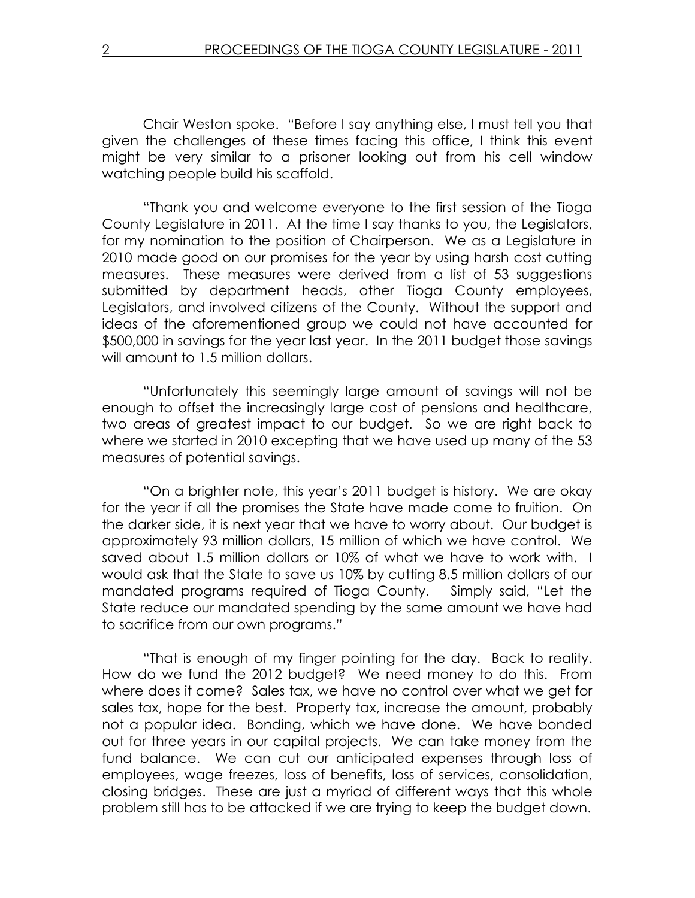Chair Weston spoke. "Before I say anything else, I must tell you that given the challenges of these times facing this office, I think this event might be very similar to a prisoner looking out from his cell window watching people build his scaffold.

"Thank you and welcome everyone to the first session of the Tioga County Legislature in 2011. At the time I say thanks to you, the Legislators, for my nomination to the position of Chairperson. We as a Legislature in 2010 made good on our promises for the year by using harsh cost cutting measures. These measures were derived from a list of 53 suggestions submitted by department heads, other Tioga County employees, Legislators, and involved citizens of the County. Without the support and ideas of the aforementioned group we could not have accounted for \$500,000 in savings for the year last year. In the 2011 budget those savings will amount to 1.5 million dollars.

"Unfortunately this seemingly large amount of savings will not be enough to offset the increasingly large cost of pensions and healthcare, two areas of greatest impact to our budget. So we are right back to where we started in 2010 excepting that we have used up many of the 53 measures of potential savings.

"On a brighter note, this year's 2011 budget is history. We are okay for the year if all the promises the State have made come to fruition. On the darker side, it is next year that we have to worry about. Our budget is approximately 93 million dollars, 15 million of which we have control. We saved about 1.5 million dollars or 10% of what we have to work with. I would ask that the State to save us 10% by cutting 8.5 million dollars of our mandated programs required of Tioga County. Simply said, "Let the State reduce our mandated spending by the same amount we have had to sacrifice from our own programs."

"That is enough of my finger pointing for the day. Back to reality. How do we fund the 2012 budget? We need money to do this. From where does it come? Sales tax, we have no control over what we get for sales tax, hope for the best. Property tax, increase the amount, probably not a popular idea. Bonding, which we have done. We have bonded out for three years in our capital projects. We can take money from the fund balance. We can cut our anticipated expenses through loss of employees, wage freezes, loss of benefits, loss of services, consolidation, closing bridges. These are just a myriad of different ways that this whole problem still has to be attacked if we are trying to keep the budget down.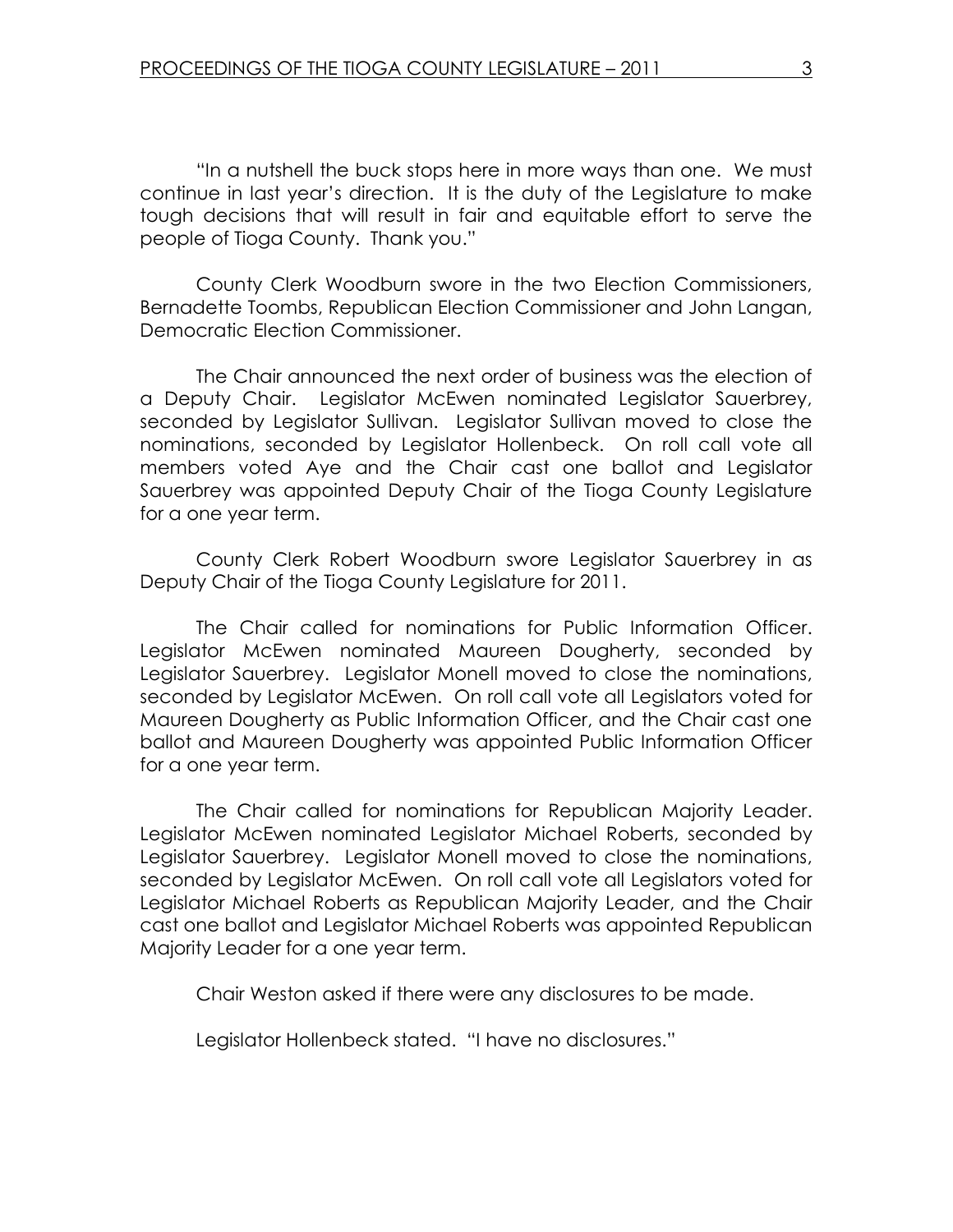"In a nutshell the buck stops here in more ways than one. We must continue in last year's direction. It is the duty of the Legislature to make tough decisions that will result in fair and equitable effort to serve the people of Tioga County. Thank you."

County Clerk Woodburn swore in the two Election Commissioners, Bernadette Toombs, Republican Election Commissioner and John Langan, Democratic Election Commissioner.

The Chair announced the next order of business was the election of a Deputy Chair. Legislator McEwen nominated Legislator Sauerbrey, seconded by Legislator Sullivan. Legislator Sullivan moved to close the nominations, seconded by Legislator Hollenbeck. On roll call vote all members voted Aye and the Chair cast one ballot and Legislator Sauerbrey was appointed Deputy Chair of the Tioga County Legislature for a one year term.

County Clerk Robert Woodburn swore Legislator Sauerbrey in as Deputy Chair of the Tioga County Legislature for 2011.

The Chair called for nominations for Public Information Officer. Legislator McEwen nominated Maureen Dougherty, seconded by Legislator Sauerbrey. Legislator Monell moved to close the nominations, seconded by Legislator McEwen. On roll call vote all Legislators voted for Maureen Dougherty as Public Information Officer, and the Chair cast one ballot and Maureen Dougherty was appointed Public Information Officer for a one year term.

The Chair called for nominations for Republican Majority Leader. Legislator McEwen nominated Legislator Michael Roberts, seconded by Legislator Sauerbrey. Legislator Monell moved to close the nominations, seconded by Legislator McEwen. On roll call vote all Legislators voted for Legislator Michael Roberts as Republican Majority Leader, and the Chair cast one ballot and Legislator Michael Roberts was appointed Republican Majority Leader for a one year term.

Chair Weston asked if there were any disclosures to be made.

Legislator Hollenbeck stated. "I have no disclosures."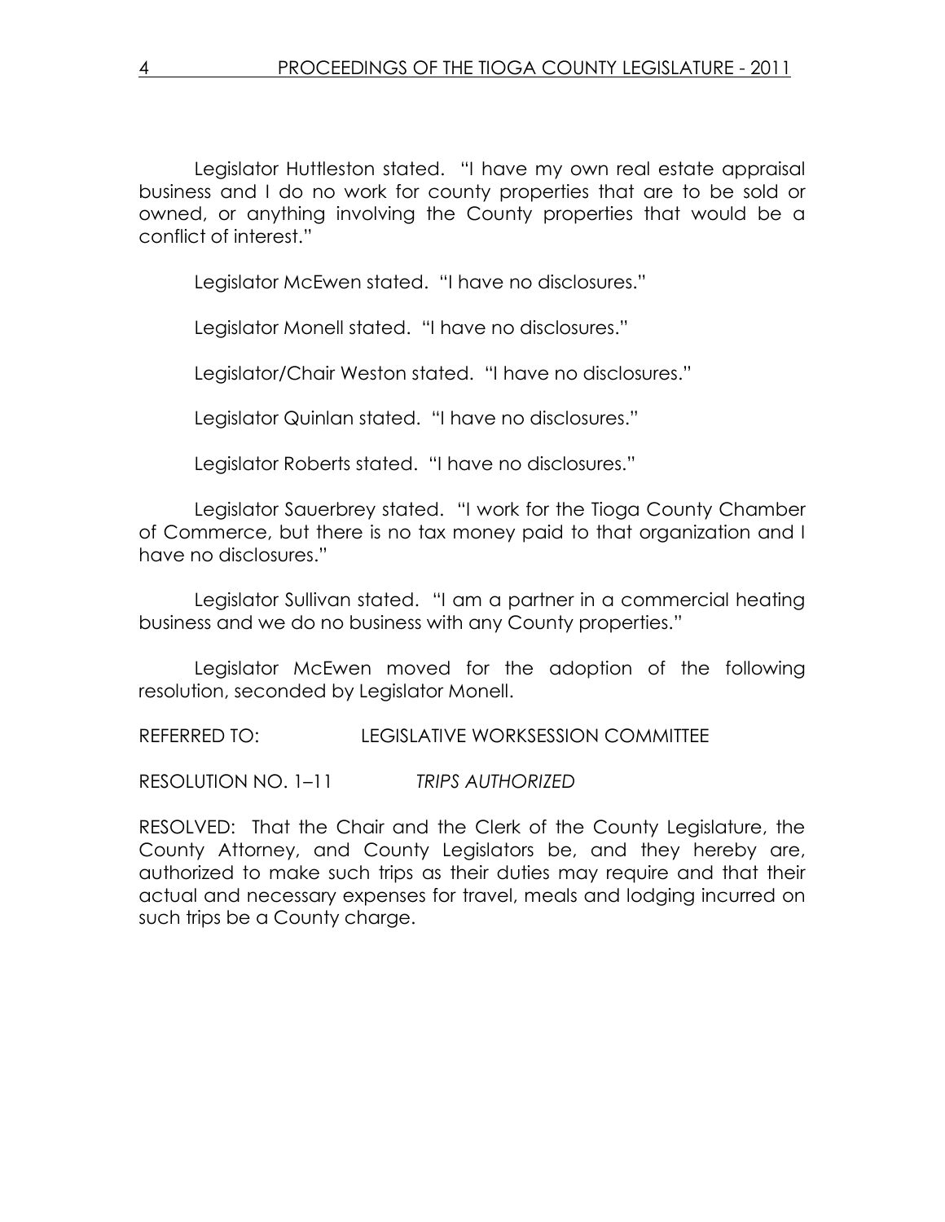Legislator Huttleston stated. "I have my own real estate appraisal business and I do no work for county properties that are to be sold or owned, or anything involving the County properties that would be a conflict of interest."

Legislator McEwen stated. "I have no disclosures."

Legislator Monell stated. "I have no disclosures."

Legislator/Chair Weston stated. "I have no disclosures."

Legislator Quinlan stated. "I have no disclosures."

Legislator Roberts stated. "I have no disclosures."

Legislator Sauerbrey stated. "I work for the Tioga County Chamber of Commerce, but there is no tax money paid to that organization and I have no disclosures."

Legislator Sullivan stated. "I am a partner in a commercial heating business and we do no business with any County properties."

Legislator McEwen moved for the adoption of the following resolution, seconded by Legislator Monell.

REFERRED TO: LEGISLATIVE WORKSESSION COMMITTEE

RESOLUTION NO. 1–11 *TRIPS AUTHORIZED*

RESOLVED: That the Chair and the Clerk of the County Legislature, the County Attorney, and County Legislators be, and they hereby are, authorized to make such trips as their duties may require and that their actual and necessary expenses for travel, meals and lodging incurred on such trips be a County charge.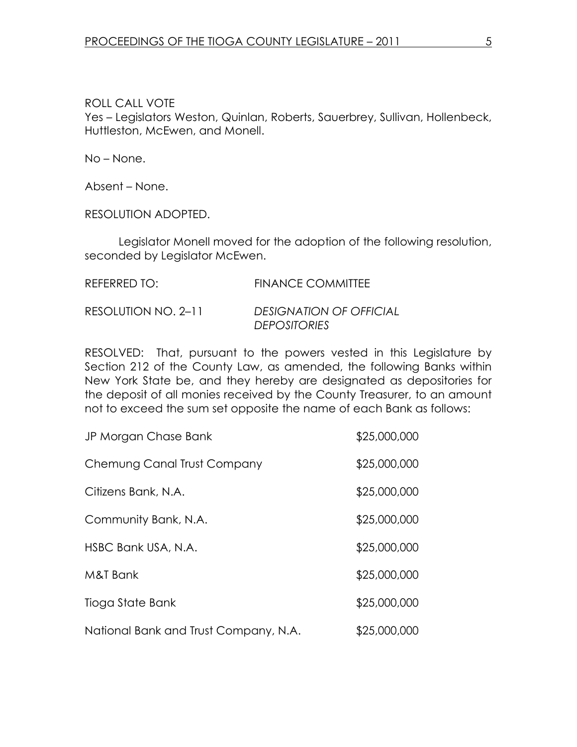ROLL CALL VOTE
Yes – Legislators Weston, Quinlan, Roberts, Sauerbrey, Sullivan, Hollenbeck, Huttleston, McEwen, and Monell.

No – None.

Absent – None.

RESOLUTION ADOPTED.

Legislator Monell moved for the adoption of the following resolution, seconded by Legislator McEwen.

REFERRED TO: FINANCE COMMITTEE

RESOLUTION NO. 2–11 *DESIGNATION OF OFFICIAL DEPOSITORIES*

RESOLVED: That, pursuant to the powers vested in this Legislature by Section 212 of the County Law, as amended, the following Banks within New York State be, and they hereby are designated as depositories for the deposit of all monies received by the County Treasurer, to an amount not to exceed the sum set opposite the name of each Bank as follows:

| Bank | Amount |
|---|---|
| JP Morgan Chase Bank | $25,000,000 |
| Chemung Canal Trust Company | $25,000,000 |
| Citizens Bank, N.A. | $25,000,000 |
| Community Bank, N.A. | $25,000,000 |
| HSBC Bank USA, N.A. | $25,000,000 |
| M&T Bank | $25,000,000 |
| Tioga State Bank | $25,000,000 |
| National Bank and Trust Company, N.A. | $25,000,000 |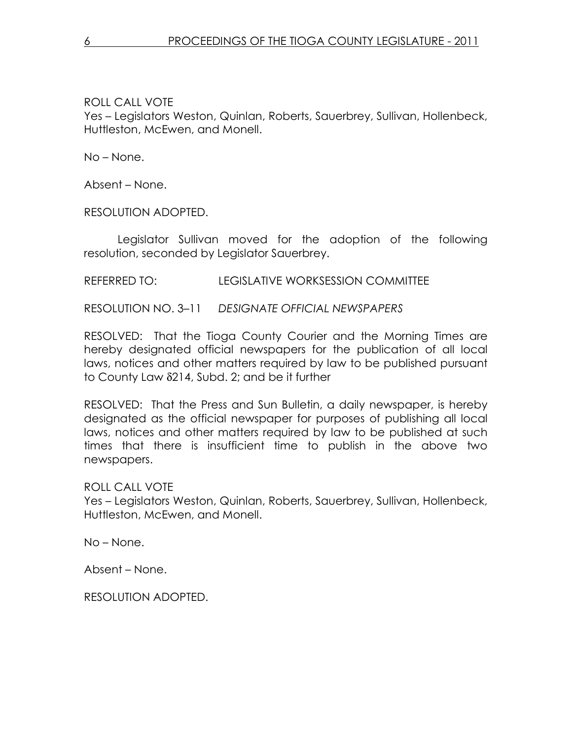ROLL CALL VOTE
Yes – Legislators Weston, Quinlan, Roberts, Sauerbrey, Sullivan, Hollenbeck, Huttleston, McEwen, and Monell.

No – None.

Absent – None.

RESOLUTION ADOPTED.

Legislator Sullivan moved for the adoption of the following resolution, seconded by Legislator Sauerbrey.

REFERRED TO: LEGISLATIVE WORKSESSION COMMITTEE

RESOLUTION NO. 3–11 *DESIGNATE OFFICIAL NEWSPAPERS*

RESOLVED: That the Tioga County Courier and the Morning Times are hereby designated official newspapers for the publication of all local laws, notices and other matters required by law to be published pursuant to County Law §214, Subd. 2; and be it further

RESOLVED: That the Press and Sun Bulletin, a daily newspaper, is hereby designated as the official newspaper for purposes of publishing all local laws, notices and other matters required by law to be published at such times that there is insufficient time to publish in the above two newspapers.

ROLL CALL VOTE
Yes – Legislators Weston, Quinlan, Roberts, Sauerbrey, Sullivan, Hollenbeck, Huttleston, McEwen, and Monell.

No – None.

Absent – None.

RESOLUTION ADOPTED.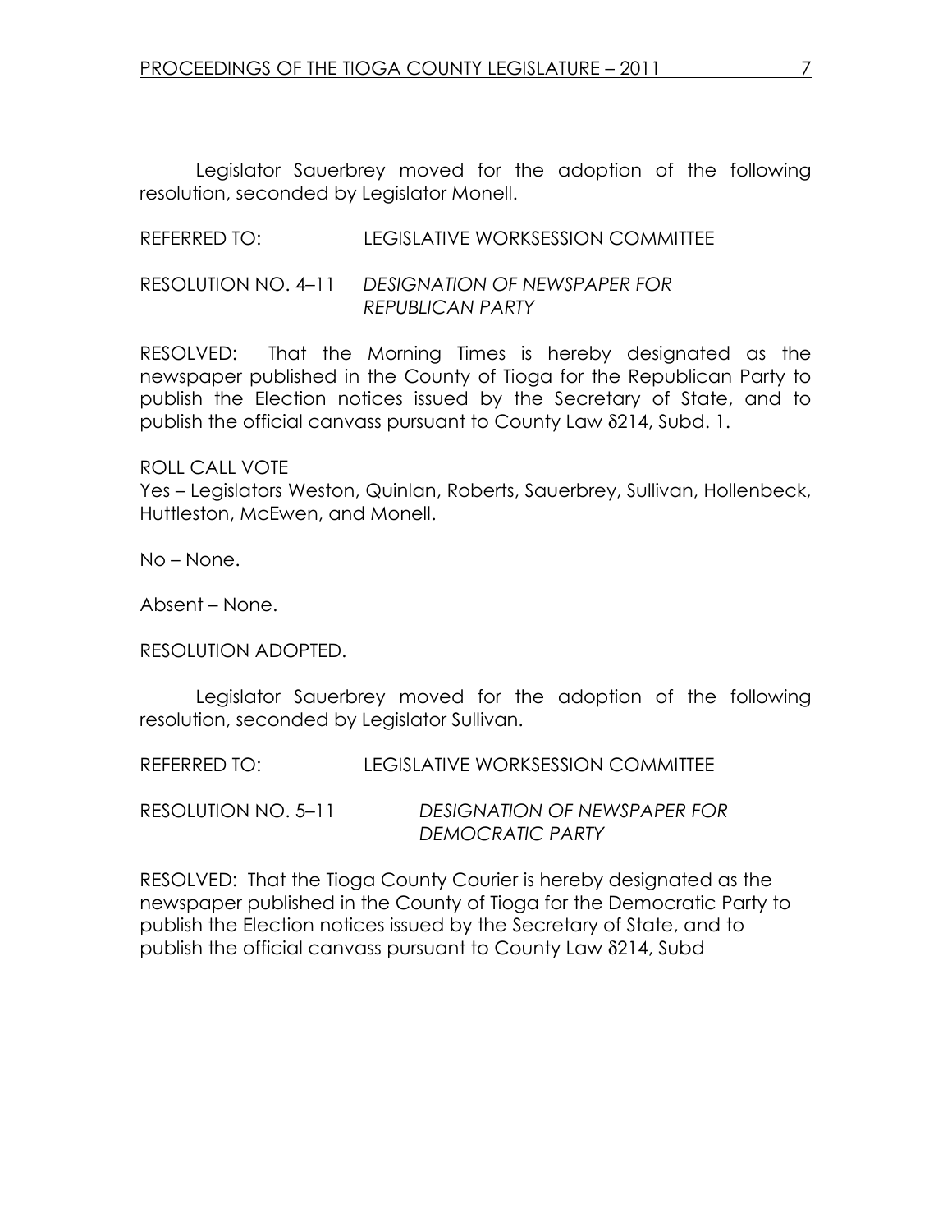Legislator Sauerbrey moved for the adoption of the following resolution, seconded by Legislator Monell.

REFERRED TO: LEGISLATIVE WORKSESSION COMMITTEE

RESOLUTION NO. 4–11 *DESIGNATION OF NEWSPAPER FOR REPUBLICAN PARTY*

RESOLVED: That the Morning Times is hereby designated as the newspaper published in the County of Tioga for the Republican Party to publish the Election notices issued by the Secretary of State, and to publish the official canvass pursuant to County Law δ214, Subd. 1.

ROLL CALL VOTE
Yes – Legislators Weston, Quinlan, Roberts, Sauerbrey, Sullivan, Hollenbeck, Huttleston, McEwen, and Monell.

No – None.

Absent – None.

RESOLUTION ADOPTED.

Legislator Sauerbrey moved for the adoption of the following resolution, seconded by Legislator Sullivan.

REFERRED TO: LEGISLATIVE WORKSESSION COMMITTEE

RESOLUTION NO. 5–11 *DESIGNATION OF NEWSPAPER FOR DEMOCRATIC PARTY*

RESOLVED: That the Tioga County Courier is hereby designated as the newspaper published in the County of Tioga for the Democratic Party to publish the Election notices issued by the Secretary of State, and to publish the official canvass pursuant to County Law δ214, Subd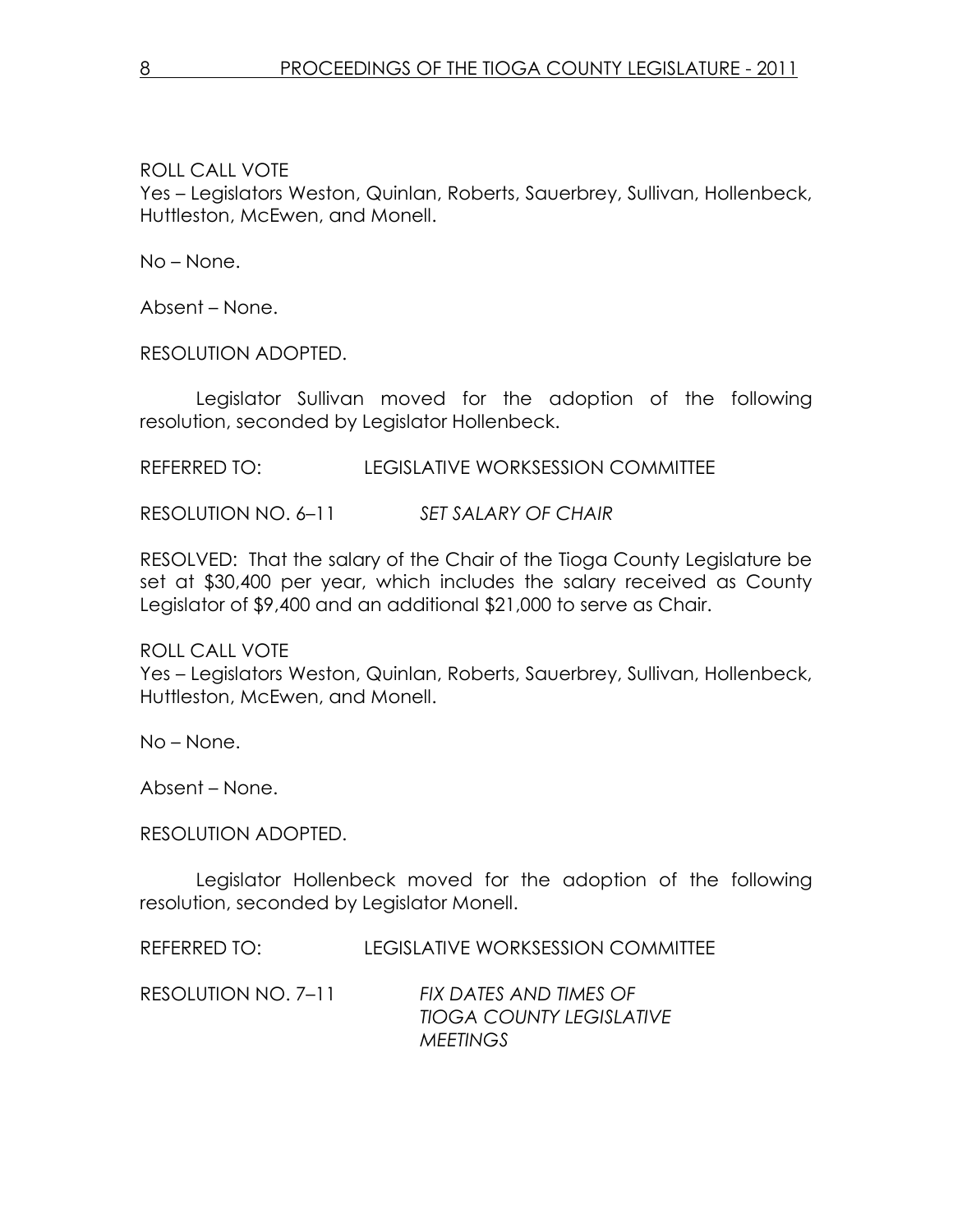ROLL CALL VOTE
Yes – Legislators Weston, Quinlan, Roberts, Sauerbrey, Sullivan, Hollenbeck, Huttleston, McEwen, and Monell.

No – None.

Absent – None.

RESOLUTION ADOPTED.

Legislator Sullivan moved for the adoption of the following resolution, seconded by Legislator Hollenbeck.

REFERRED TO: LEGISLATIVE WORKSESSION COMMITTEE

RESOLUTION NO. 6–11 *SET SALARY OF CHAIR*

RESOLVED: That the salary of the Chair of the Tioga County Legislature be set at $30,400 per year, which includes the salary received as County Legislator of $9,400 and an additional $21,000 to serve as Chair.

ROLL CALL VOTE
Yes – Legislators Weston, Quinlan, Roberts, Sauerbrey, Sullivan, Hollenbeck, Huttleston, McEwen, and Monell.

No – None.

Absent – None.

RESOLUTION ADOPTED.

Legislator Hollenbeck moved for the adoption of the following resolution, seconded by Legislator Monell.

REFERRED TO: LEGISLATIVE WORKSESSION COMMITTEE

RESOLUTION NO. 7–11 *FIX DATES AND TIMES OF TIOGA COUNTY LEGISLATIVE MEETINGS*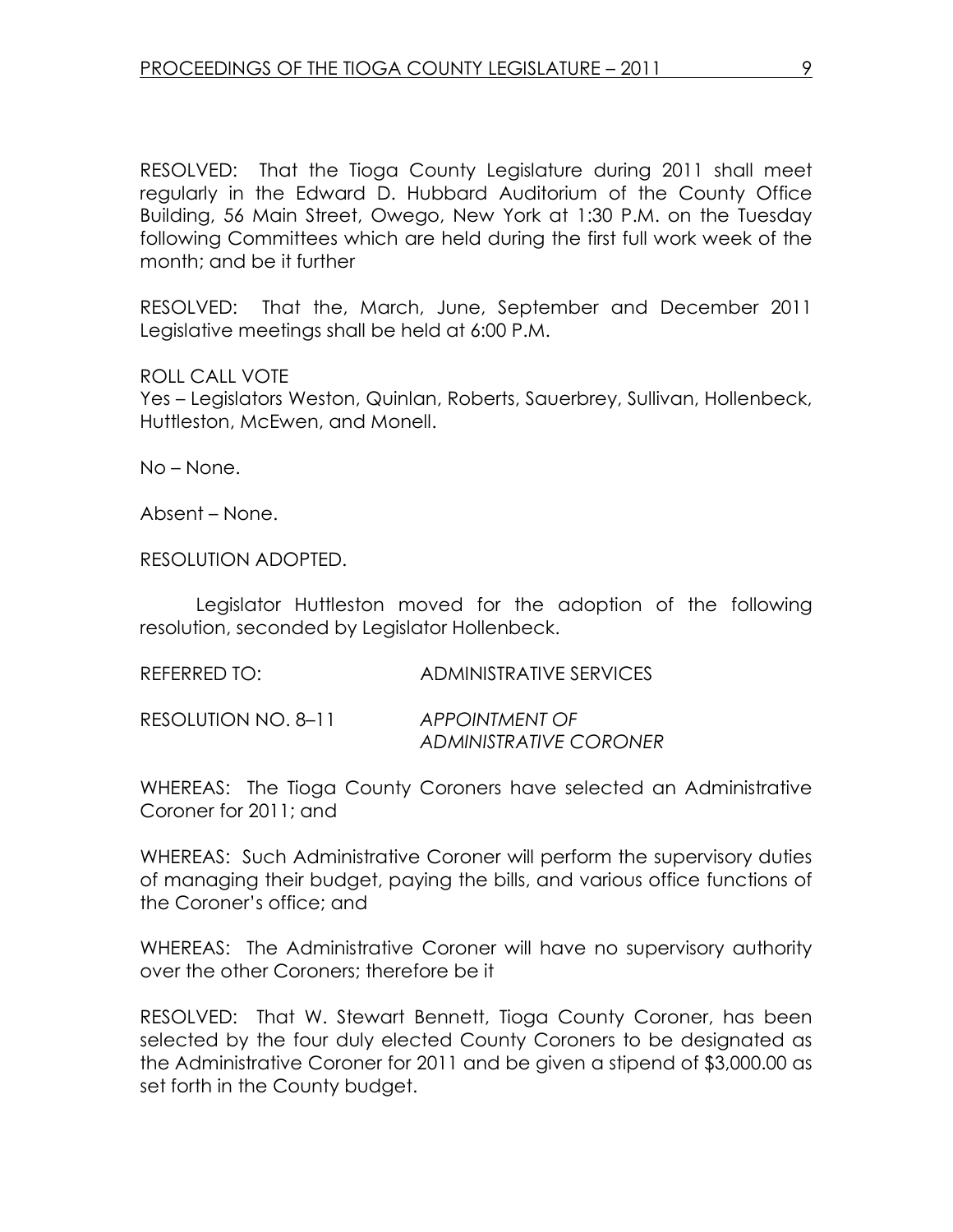RESOLVED: That the Tioga County Legislature during 2011 shall meet regularly in the Edward D. Hubbard Auditorium of the County Office Building, 56 Main Street, Owego, New York at 1:30 P.M. on the Tuesday following Committees which are held during the first full work week of the month; and be it further

RESOLVED: That the, March, June, September and December 2011 Legislative meetings shall be held at 6:00 P.M.

ROLL CALL VOTE
Yes – Legislators Weston, Quinlan, Roberts, Sauerbrey, Sullivan, Hollenbeck, Huttleston, McEwen, and Monell.

No – None.

Absent – None.

RESOLUTION ADOPTED.

Legislator Huttleston moved for the adoption of the following resolution, seconded by Legislator Hollenbeck.

REFERRED TO: ADMINISTRATIVE SERVICES

RESOLUTION NO. 8–11 *APPOINTMENT OF ADMINISTRATIVE CORONER*

WHEREAS: The Tioga County Coroners have selected an Administrative Coroner for 2011; and

WHEREAS: Such Administrative Coroner will perform the supervisory duties of managing their budget, paying the bills, and various office functions of the Coroner's office; and

WHEREAS: The Administrative Coroner will have no supervisory authority over the other Coroners; therefore be it

RESOLVED: That W. Stewart Bennett, Tioga County Coroner, has been selected by the four duly elected County Coroners to be designated as the Administrative Coroner for 2011 and be given a stipend of $3,000.00 as set forth in the County budget.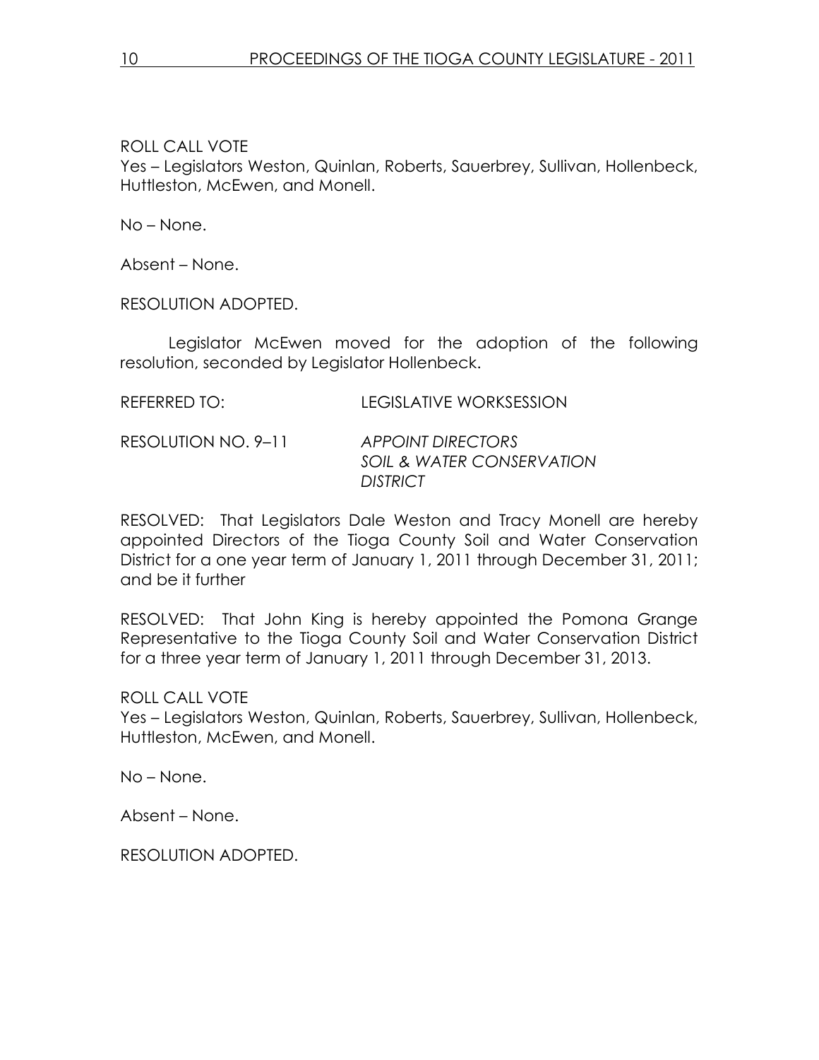ROLL CALL VOTE
Yes – Legislators Weston, Quinlan, Roberts, Sauerbrey, Sullivan, Hollenbeck, Huttleston, McEwen, and Monell.

No – None.

Absent – None.

RESOLUTION ADOPTED.

Legislator McEwen moved for the adoption of the following resolution, seconded by Legislator Hollenbeck.

REFERRED TO: LEGISLATIVE WORKSESSION

RESOLUTION NO. 9–11 *APPOINT DIRECTORS SOIL & WATER CONSERVATION DISTRICT*

RESOLVED: That Legislators Dale Weston and Tracy Monell are hereby appointed Directors of the Tioga County Soil and Water Conservation District for a one year term of January 1, 2011 through December 31, 2011; and be it further

RESOLVED: That John King is hereby appointed the Pomona Grange Representative to the Tioga County Soil and Water Conservation District for a three year term of January 1, 2011 through December 31, 2013.

ROLL CALL VOTE
Yes – Legislators Weston, Quinlan, Roberts, Sauerbrey, Sullivan, Hollenbeck, Huttleston, McEwen, and Monell.

No – None.

Absent – None.

RESOLUTION ADOPTED.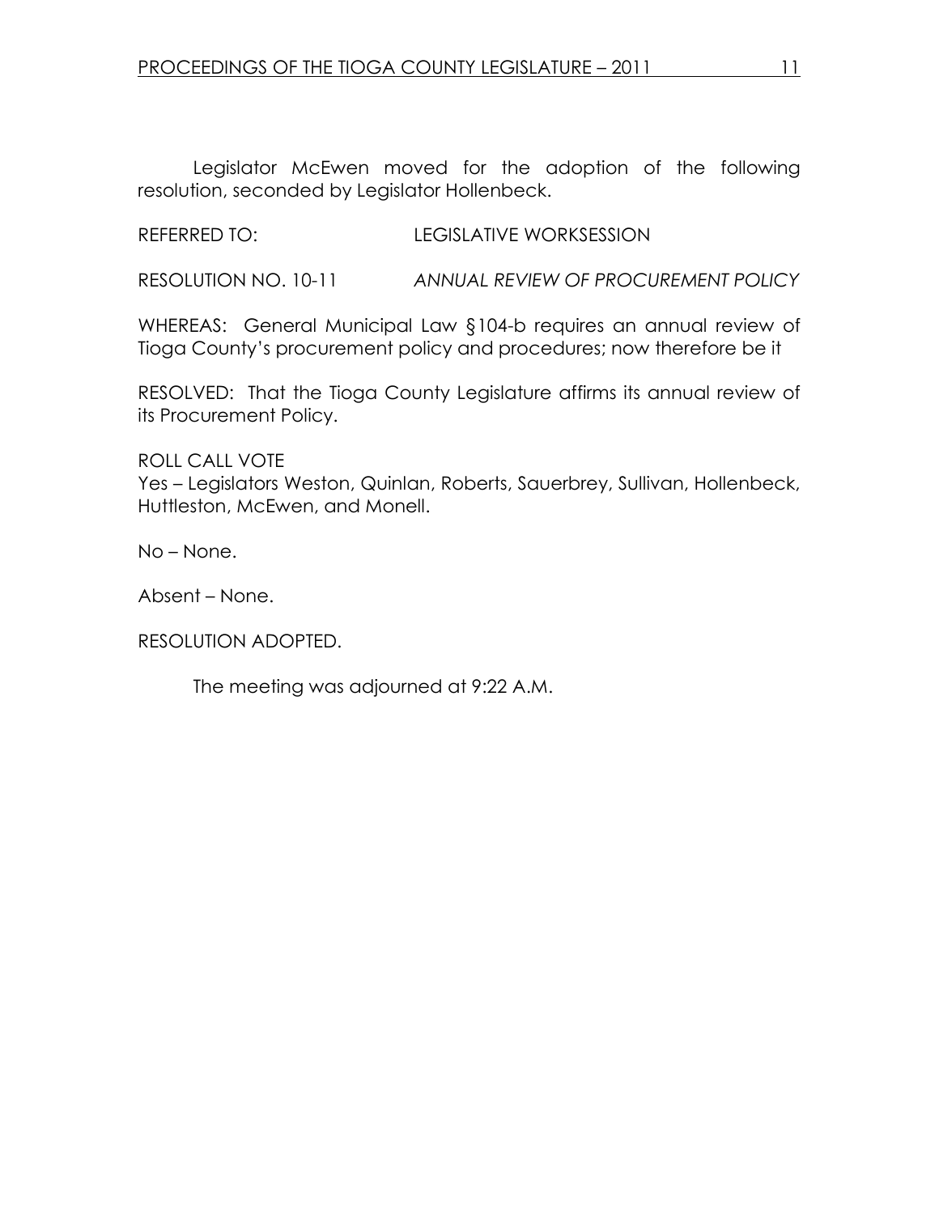Legislator McEwen moved for the adoption of the following resolution, seconded by Legislator Hollenbeck.

REFERRED TO: LEGISLATIVE WORKSESSION

RESOLUTION NO. 10-11 *ANNUAL REVIEW OF PROCUREMENT POLICY*

WHEREAS: General Municipal Law §104-b requires an annual review of Tioga County's procurement policy and procedures; now therefore be it

RESOLVED: That the Tioga County Legislature affirms its annual review of its Procurement Policy.

ROLL CALL VOTE
Yes – Legislators Weston, Quinlan, Roberts, Sauerbrey, Sullivan, Hollenbeck, Huttleston, McEwen, and Monell.

No – None.

Absent – None.

RESOLUTION ADOPTED.

The meeting was adjourned at 9:22 A.M.